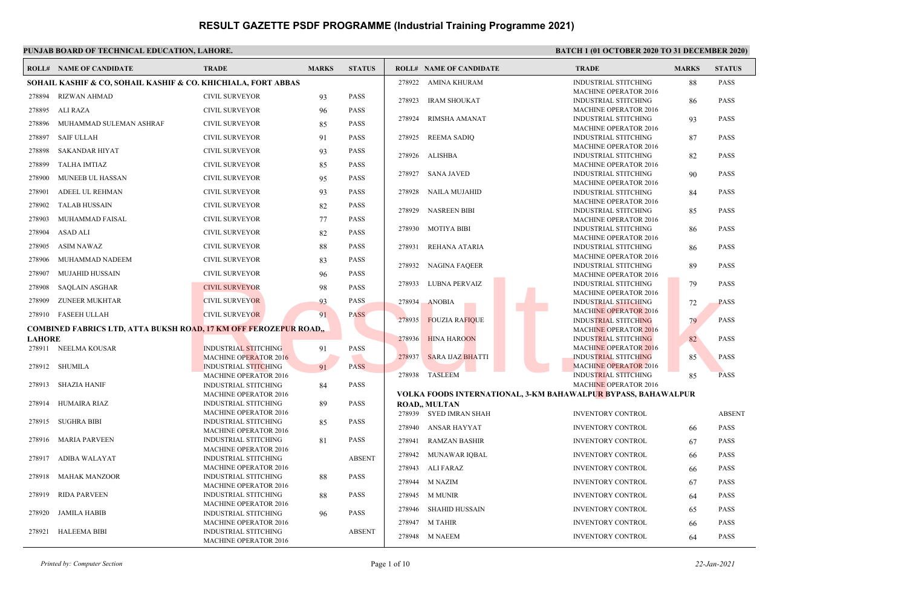# RESULT GAZETTE PSDF PROGRAMME (Industrial Training Programme 2021)

**PUNJAB BOARD OF TECHNICAL EDUCATION, LAHORE.**

**BATCH 1 (01 OCTOBER 2020 TO 31 DECEMBER 2020)**

| ROLL# | NAME OF CANDIDATE | TRADE | MARKS | STATUS |
|---|---|---|---|---|
| **SOHAIL KASHIF & CO, SOHAIL KASHIF & CO. KHICHIALA, FORT ABBAS** | | | | |
| 278894 | RIZWAN AHMAD | CIVIL SURVEYOR | 93 | PASS |
| 278895 | ALI RAZA | CIVIL SURVEYOR | 96 | PASS |
| 278896 | MUHAMMAD SULEMAN ASHRAF | CIVIL SURVEYOR | 85 | PASS |
| 278897 | SAIF ULLAH | CIVIL SURVEYOR | 91 | PASS |
| 278898 | SAKANDAR HIYAT | CIVIL SURVEYOR | 93 | PASS |
| 278899 | TALHA IMTIAZ | CIVIL SURVEYOR | 85 | PASS |
| 278900 | MUNEEB UL HASSAN | CIVIL SURVEYOR | 95 | PASS |
| 278901 | ADEEL UL REHMAN | CIVIL SURVEYOR | 93 | PASS |
| 278902 | TALAB HUSSAIN | CIVIL SURVEYOR | 82 | PASS |
| 278903 | MUHAMMAD FAISAL | CIVIL SURVEYOR | 77 | PASS |
| 278904 | ASAD ALI | CIVIL SURVEYOR | 82 | PASS |
| 278905 | ASIM NAWAZ | CIVIL SURVEYOR | 88 | PASS |
| 278906 | MUHAMMAD NADEEM | CIVIL SURVEYOR | 83 | PASS |
| 278907 | MUJAHID HUSSAIN | CIVIL SURVEYOR | 96 | PASS |
| 278908 | SAQLAIN ASGHAR | CIVIL SURVEYOR | 98 | PASS |
| 278909 | ZUNEER MUKHTAR | CIVIL SURVEYOR | 93 | PASS |
| 278910 | FASEEH ULLAH | CIVIL SURVEYOR | 91 | PASS |
| **COMBINED FABRICS LTD, ATTA BUKSH ROAD, 17 KM OFF FEROZEPUR ROAD,, LAHORE** | | | | |
| 278911 | NEELMA KOUSAR | INDUSTRIAL STITCHING MACHINE OPERATOR 2016 | 91 | PASS |
| 278912 | SHUMILA | INDUSTRIAL STITCHING MACHINE OPERATOR 2016 | 91 | PASS |
| 278913 | SHAZIA HANIF | INDUSTRIAL STITCHING MACHINE OPERATOR 2016 | 84 | PASS |
| 278914 | HUMAIRA RIAZ | INDUSTRIAL STITCHING MACHINE OPERATOR 2016 | 89 | PASS |
| 278915 | SUGHRA BIBI | INDUSTRIAL STITCHING MACHINE OPERATOR 2016 | 85 | PASS |
| 278916 | MARIA PARVEEN | INDUSTRIAL STITCHING MACHINE OPERATOR 2016 | 81 | PASS |
| 278917 | ADIBA WALAYAT | INDUSTRIAL STITCHING MACHINE OPERATOR 2016 | | ABSENT |
| 278918 | MAHAK MANZOOR | INDUSTRIAL STITCHING MACHINE OPERATOR 2016 | 88 | PASS |
| 278919 | RIDA PARVEEN | INDUSTRIAL STITCHING MACHINE OPERATOR 2016 | 88 | PASS |
| 278920 | JAMILA HABIB | INDUSTRIAL STITCHING MACHINE OPERATOR 2016 | 96 | PASS |
| 278921 | HALEEMA BIBI | INDUSTRIAL STITCHING MACHINE OPERATOR 2016 | | ABSENT |
| 278922 | AMINA KHURAM | INDUSTRIAL STITCHING MACHINE OPERATOR 2016 | 88 | PASS |
| 278923 | IRAM SHOUKAT | INDUSTRIAL STITCHING MACHINE OPERATOR 2016 | 86 | PASS |
| 278924 | RIMSHA AMANAT | INDUSTRIAL STITCHING MACHINE OPERATOR 2016 | 93 | PASS |
| 278925 | REEMA SADIQ | INDUSTRIAL STITCHING MACHINE OPERATOR 2016 | 87 | PASS |
| 278926 | ALISHBA | INDUSTRIAL STITCHING MACHINE OPERATOR 2016 | 82 | PASS |
| 278927 | SANA JAVED | INDUSTRIAL STITCHING MACHINE OPERATOR 2016 | 90 | PASS |
| 278928 | NAILA MUJAHID | INDUSTRIAL STITCHING MACHINE OPERATOR 2016 | 84 | PASS |
| 278929 | NASREEN BIBI | INDUSTRIAL STITCHING MACHINE OPERATOR 2016 | 85 | PASS |
| 278930 | MOTIYA BIBI | INDUSTRIAL STITCHING MACHINE OPERATOR 2016 | 86 | PASS |
| 278931 | REHANA ATARIA | INDUSTRIAL STITCHING MACHINE OPERATOR 2016 | 86 | PASS |
| 278932 | NAGINA FAQEER | INDUSTRIAL STITCHING MACHINE OPERATOR 2016 | 89 | PASS |
| 278933 | LUBNA PERVAIZ | INDUSTRIAL STITCHING MACHINE OPERATOR 2016 | 79 | PASS |
| 278934 | ANOBIA | INDUSTRIAL STITCHING MACHINE OPERATOR 2016 | 72 | PASS |
| 278935 | FOUZIA RAFIQUE | INDUSTRIAL STITCHING MACHINE OPERATOR 2016 | 79 | PASS |
| 278936 | HINA HAROON | INDUSTRIAL STITCHING MACHINE OPERATOR 2016 | 82 | PASS |
| 278937 | SARA IJAZ BHATTI | INDUSTRIAL STITCHING MACHINE OPERATOR 2016 | 85 | PASS |
| 278938 | TASLEEM | INDUSTRIAL STITCHING MACHINE OPERATOR 2016 | 85 | PASS |
| **VOLKA FOODS INTERNATIONAL, 3-KM BAHAWALPUR BYPASS, BAHAWALPUR ROAD,, MULTAN** | | | | |
| 278939 | SYED IMRAN SHAH | INVENTORY CONTROL | | ABSENT |
| 278940 | ANSAR HAYYAT | INVENTORY CONTROL | 66 | PASS |
| 278941 | RAMZAN BASHIR | INVENTORY CONTROL | 67 | PASS |
| 278942 | MUNAWAR IQBAL | INVENTORY CONTROL | 66 | PASS |
| 278943 | ALI FARAZ | INVENTORY CONTROL | 66 | PASS |
| 278944 | M NAZIM | INVENTORY CONTROL | 67 | PASS |
| 278945 | M MUNIR | INVENTORY CONTROL | 64 | PASS |
| 278946 | SHAHID HUSSAIN | INVENTORY CONTROL | 65 | PASS |
| 278947 | M TAHIR | INVENTORY CONTROL | 66 | PASS |
| 278948 | M NAEEM | INVENTORY CONTROL | 64 | PASS |

*Printed by: Computer Section*

*22-Jan-2021*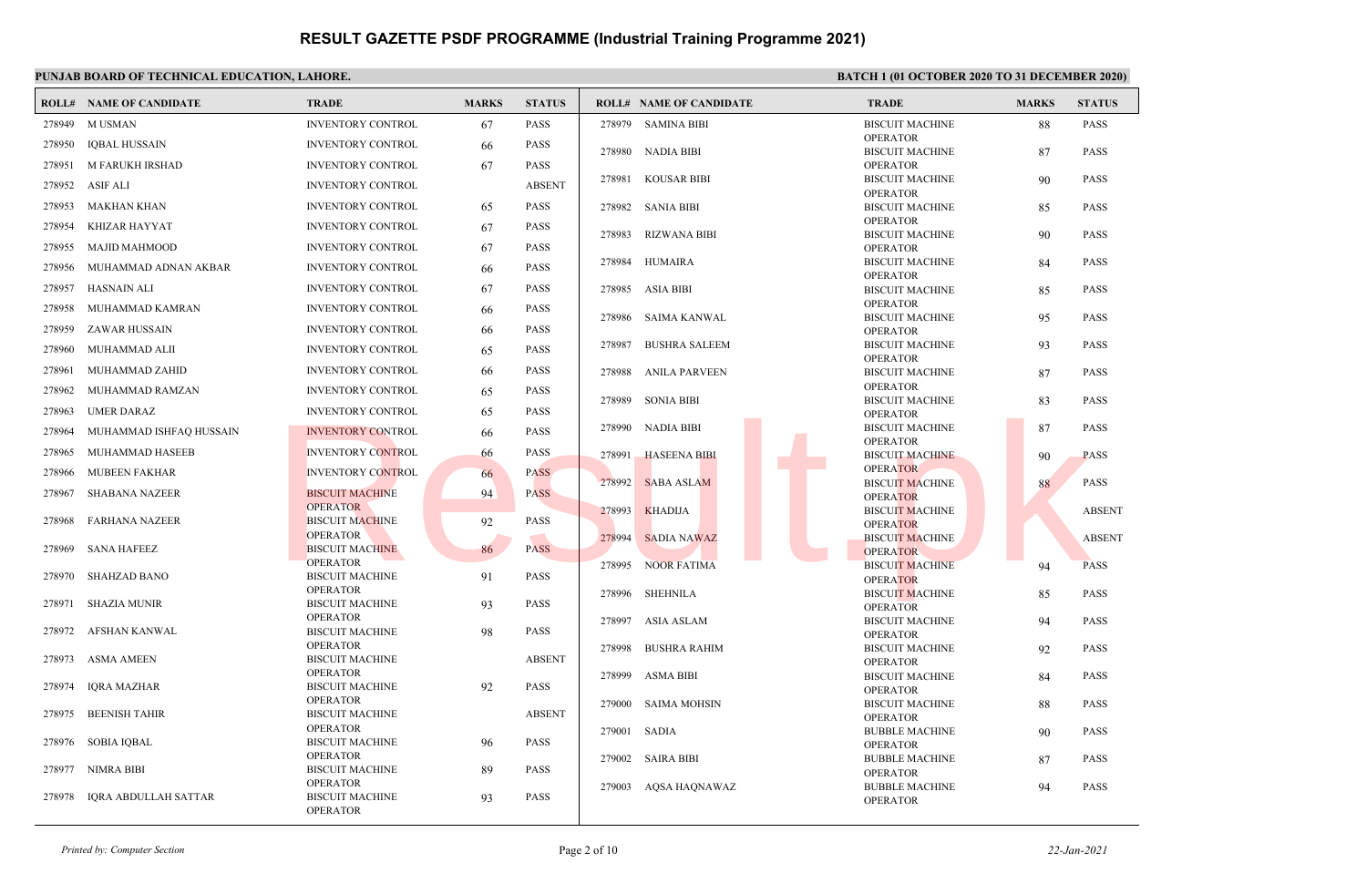# RESULT GAZETTE PSDF PROGRAMME (Industrial Training Programme 2021)

**PUNJAB BOARD OF TECHNICAL EDUCATION, LAHORE.**

**BATCH 1 (01 OCTOBER 2020 TO 31 DECEMBER 2020)**

| ROLL# | NAME OF CANDIDATE | TRADE | MARKS | STATUS |
|---|---|---|---|---|
| 278949 | M USMAN | INVENTORY CONTROL | 67 | PASS |
| 278950 | IQBAL HUSSAIN | INVENTORY CONTROL | 66 | PASS |
| 278951 | M FARUKH IRSHAD | INVENTORY CONTROL | 67 | PASS |
| 278952 | ASIF ALI | INVENTORY CONTROL | | ABSENT |
| 278953 | MAKHAN KHAN | INVENTORY CONTROL | 65 | PASS |
| 278954 | KHIZAR HAYYAT | INVENTORY CONTROL | 67 | PASS |
| 278955 | MAJID MAHMOOD | INVENTORY CONTROL | 67 | PASS |
| 278956 | MUHAMMAD ADNAN AKBAR | INVENTORY CONTROL | 66 | PASS |
| 278957 | HASNAIN ALI | INVENTORY CONTROL | 67 | PASS |
| 278958 | MUHAMMAD KAMRAN | INVENTORY CONTROL | 66 | PASS |
| 278959 | ZAWAR HUSSAIN | INVENTORY CONTROL | 66 | PASS |
| 278960 | MUHAMMAD ALII | INVENTORY CONTROL | 65 | PASS |
| 278961 | MUHAMMAD ZAHID | INVENTORY CONTROL | 66 | PASS |
| 278962 | MUHAMMAD RAMZAN | INVENTORY CONTROL | 65 | PASS |
| 278963 | UMER DARAZ | INVENTORY CONTROL | 65 | PASS |
| 278964 | MUHAMMAD ISHFAQ HUSSAIN | INVENTORY CONTROL | 66 | PASS |
| 278965 | MUHAMMAD HASEEB | INVENTORY CONTROL | 66 | PASS |
| 278966 | MUBEEN FAKHAR | INVENTORY CONTROL | 66 | PASS |
| 278967 | SHABANA NAZEER | BISCUIT MACHINE OPERATOR | 94 | PASS |
| 278968 | FARHANA NAZEER | BISCUIT MACHINE OPERATOR | 92 | PASS |
| 278969 | SANA HAFEEZ | BISCUIT MACHINE OPERATOR | 86 | PASS |
| 278970 | SHAHZAD BANO | BISCUIT MACHINE OPERATOR | 91 | PASS |
| 278971 | SHAZIA MUNIR | BISCUIT MACHINE OPERATOR | 93 | PASS |
| 278972 | AFSHAN KANWAL | BISCUIT MACHINE OPERATOR | 98 | PASS |
| 278973 | ASMA AMEEN | BISCUIT MACHINE OPERATOR | | ABSENT |
| 278974 | IQRA MAZHAR | BISCUIT MACHINE OPERATOR | 92 | PASS |
| 278975 | BEENISH TAHIR | BISCUIT MACHINE OPERATOR | | ABSENT |
| 278976 | SOBIA IQBAL | BISCUIT MACHINE OPERATOR | 96 | PASS |
| 278977 | NIMRA BIBI | BISCUIT MACHINE OPERATOR | 89 | PASS |
| 278978 | IQRA ABDULLAH SATTAR | BISCUIT MACHINE OPERATOR | 93 | PASS |
| 278979 | SAMINA BIBI | BISCUIT MACHINE OPERATOR | 88 | PASS |
| 278980 | NADIA BIBI | BISCUIT MACHINE OPERATOR | 87 | PASS |
| 278981 | KOUSAR BIBI | BISCUIT MACHINE OPERATOR | 90 | PASS |
| 278982 | SANIA BIBI | BISCUIT MACHINE OPERATOR | 85 | PASS |
| 278983 | RIZWANA BIBI | BISCUIT MACHINE OPERATOR | 90 | PASS |
| 278984 | HUMAIRA | BISCUIT MACHINE OPERATOR | 84 | PASS |
| 278985 | ASIA BIBI | BISCUIT MACHINE OPERATOR | 85 | PASS |
| 278986 | SAIMA KANWAL | BISCUIT MACHINE OPERATOR | 95 | PASS |
| 278987 | BUSHRA SALEEM | BISCUIT MACHINE OPERATOR | 93 | PASS |
| 278988 | ANILA PARVEEN | BISCUIT MACHINE OPERATOR | 87 | PASS |
| 278989 | SONIA BIBI | BISCUIT MACHINE OPERATOR | 83 | PASS |
| 278990 | NADIA BIBI | BISCUIT MACHINE OPERATOR | 87 | PASS |
| 278991 | HASEENA BIBI | BISCUIT MACHINE OPERATOR | 90 | PASS |
| 278992 | SABA ASLAM | BISCUIT MACHINE OPERATOR | 88 | PASS |
| 278993 | KHADIJA | BISCUIT MACHINE OPERATOR | | ABSENT |
| 278994 | SADIA NAWAZ | BISCUIT MACHINE OPERATOR | | ABSENT |
| 278995 | NOOR FATIMA | BISCUIT MACHINE OPERATOR | 94 | PASS |
| 278996 | SHEHNILA | BISCUIT MACHINE OPERATOR | 85 | PASS |
| 278997 | ASIA ASLAM | BISCUIT MACHINE OPERATOR | 94 | PASS |
| 278998 | BUSHRA RAHIM | BISCUIT MACHINE OPERATOR | 92 | PASS |
| 278999 | ASMA BIBI | BISCUIT MACHINE OPERATOR | 84 | PASS |
| 279000 | SAIMA MOHSIN | BISCUIT MACHINE OPERATOR | 88 | PASS |
| 279001 | SADIA | BUBBLE MACHINE OPERATOR | 90 | PASS |
| 279002 | SAIRA BIBI | BUBBLE MACHINE OPERATOR | 87 | PASS |
| 279003 | AQSA HAQNAWAZ | BUBBLE MACHINE OPERATOR | 94 | PASS |

*Printed by: Computer Section*

*22-Jan-2021*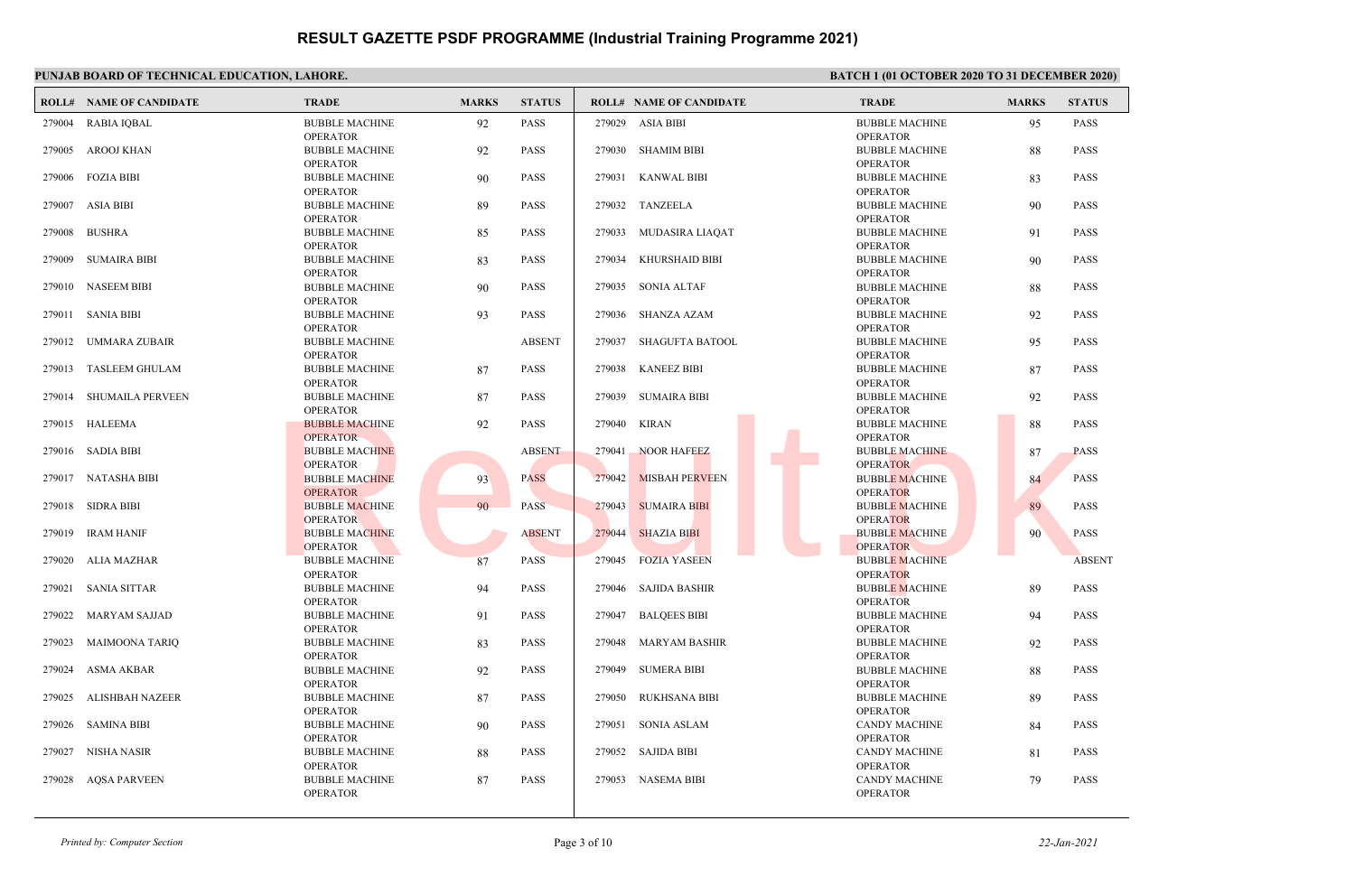# RESULT GAZETTE PSDF PROGRAMME (Industrial Training Programme 2021)

**PUNJAB BOARD OF TECHNICAL EDUCATION, LAHORE.**

**BATCH 1 (01 OCTOBER 2020 TO 31 DECEMBER 2020)**

| ROLL# | NAME OF CANDIDATE | TRADE | MARKS | STATUS |
|---|---|---|---|---|
| 279004 | RABIA IQBAL | BUBBLE MACHINE OPERATOR | 92 | PASS |
| 279005 | AROOJ KHAN | BUBBLE MACHINE OPERATOR | 92 | PASS |
| 279006 | FOZIA BIBI | BUBBLE MACHINE OPERATOR | 90 | PASS |
| 279007 | ASIA BIBI | BUBBLE MACHINE OPERATOR | 89 | PASS |
| 279008 | BUSHRA | BUBBLE MACHINE OPERATOR | 85 | PASS |
| 279009 | SUMAIRA BIBI | BUBBLE MACHINE OPERATOR | 83 | PASS |
| 279010 | NASEEM BIBI | BUBBLE MACHINE OPERATOR | 90 | PASS |
| 279011 | SANIA BIBI | BUBBLE MACHINE OPERATOR | 93 | PASS |
| 279012 | UMMARA ZUBAIR | BUBBLE MACHINE OPERATOR | | ABSENT |
| 279013 | TASLEEM GHULAM | BUBBLE MACHINE OPERATOR | 87 | PASS |
| 279014 | SHUMAILA PERVEEN | BUBBLE MACHINE OPERATOR | 87 | PASS |
| 279015 | HALEEMA | BUBBLE MACHINE OPERATOR | 92 | PASS |
| 279016 | SADIA BIBI | BUBBLE MACHINE OPERATOR | | ABSENT |
| 279017 | NATASHA BIBI | BUBBLE MACHINE OPERATOR | 93 | PASS |
| 279018 | SIDRA BIBI | BUBBLE MACHINE OPERATOR | 90 | PASS |
| 279019 | IRAM HANIF | BUBBLE MACHINE OPERATOR | | ABSENT |
| 279020 | ALIA MAZHAR | BUBBLE MACHINE OPERATOR | 87 | PASS |
| 279021 | SANIA SITTAR | BUBBLE MACHINE OPERATOR | 94 | PASS |
| 279022 | MARYAM SAJJAD | BUBBLE MACHINE OPERATOR | 91 | PASS |
| 279023 | MAIMOONA TARIQ | BUBBLE MACHINE OPERATOR | 83 | PASS |
| 279024 | ASMA AKBAR | BUBBLE MACHINE OPERATOR | 92 | PASS |
| 279025 | ALISHBAH NAZEER | BUBBLE MACHINE OPERATOR | 87 | PASS |
| 279026 | SAMINA BIBI | BUBBLE MACHINE OPERATOR | 90 | PASS |
| 279027 | NISHA NASIR | BUBBLE MACHINE OPERATOR | 88 | PASS |
| 279028 | AQSA PARVEEN | BUBBLE MACHINE OPERATOR | 87 | PASS |
| 279029 | ASIA BIBI | BUBBLE MACHINE OPERATOR | 95 | PASS |
| 279030 | SHAMIM BIBI | BUBBLE MACHINE OPERATOR | 88 | PASS |
| 279031 | KANWAL BIBI | BUBBLE MACHINE OPERATOR | 83 | PASS |
| 279032 | TANZEELA | BUBBLE MACHINE OPERATOR | 90 | PASS |
| 279033 | MUDASIRA LIAQAT | BUBBLE MACHINE OPERATOR | 91 | PASS |
| 279034 | KHURSHAID BIBI | BUBBLE MACHINE OPERATOR | 90 | PASS |
| 279035 | SONIA ALTAF | BUBBLE MACHINE OPERATOR | 88 | PASS |
| 279036 | SHANZA AZAM | BUBBLE MACHINE OPERATOR | 92 | PASS |
| 279037 | SHAGUFTA BATOOL | BUBBLE MACHINE OPERATOR | 95 | PASS |
| 279038 | KANEEZ BIBI | BUBBLE MACHINE OPERATOR | 87 | PASS |
| 279039 | SUMAIRA BIBI | BUBBLE MACHINE OPERATOR | 92 | PASS |
| 279040 | KIRAN | BUBBLE MACHINE OPERATOR | 88 | PASS |
| 279041 | NOOR HAFEEZ | BUBBLE MACHINE OPERATOR | 87 | PASS |
| 279042 | MISBAH PERVEEN | BUBBLE MACHINE OPERATOR | 84 | PASS |
| 279043 | SUMAIRA BIBI | BUBBLE MACHINE OPERATOR | 89 | PASS |
| 279044 | SHAZIA BIBI | BUBBLE MACHINE OPERATOR | 90 | PASS |
| 279045 | FOZIA YASEEN | BUBBLE MACHINE OPERATOR | | ABSENT |
| 279046 | SAJIDA BASHIR | BUBBLE MACHINE OPERATOR | 89 | PASS |
| 279047 | BALQEES BIBI | BUBBLE MACHINE OPERATOR | 94 | PASS |
| 279048 | MARYAM BASHIR | BUBBLE MACHINE OPERATOR | 92 | PASS |
| 279049 | SUMERA BIBI | BUBBLE MACHINE OPERATOR | 88 | PASS |
| 279050 | RUKHSANA BIBI | BUBBLE MACHINE OPERATOR | 89 | PASS |
| 279051 | SONIA ASLAM | CANDY MACHINE OPERATOR | 84 | PASS |
| 279052 | SAJIDA BIBI | CANDY MACHINE OPERATOR | 81 | PASS |
| 279053 | NASEMA BIBI | CANDY MACHINE OPERATOR | 79 | PASS |

*Printed by: Computer Section* — *22-Jan-2021*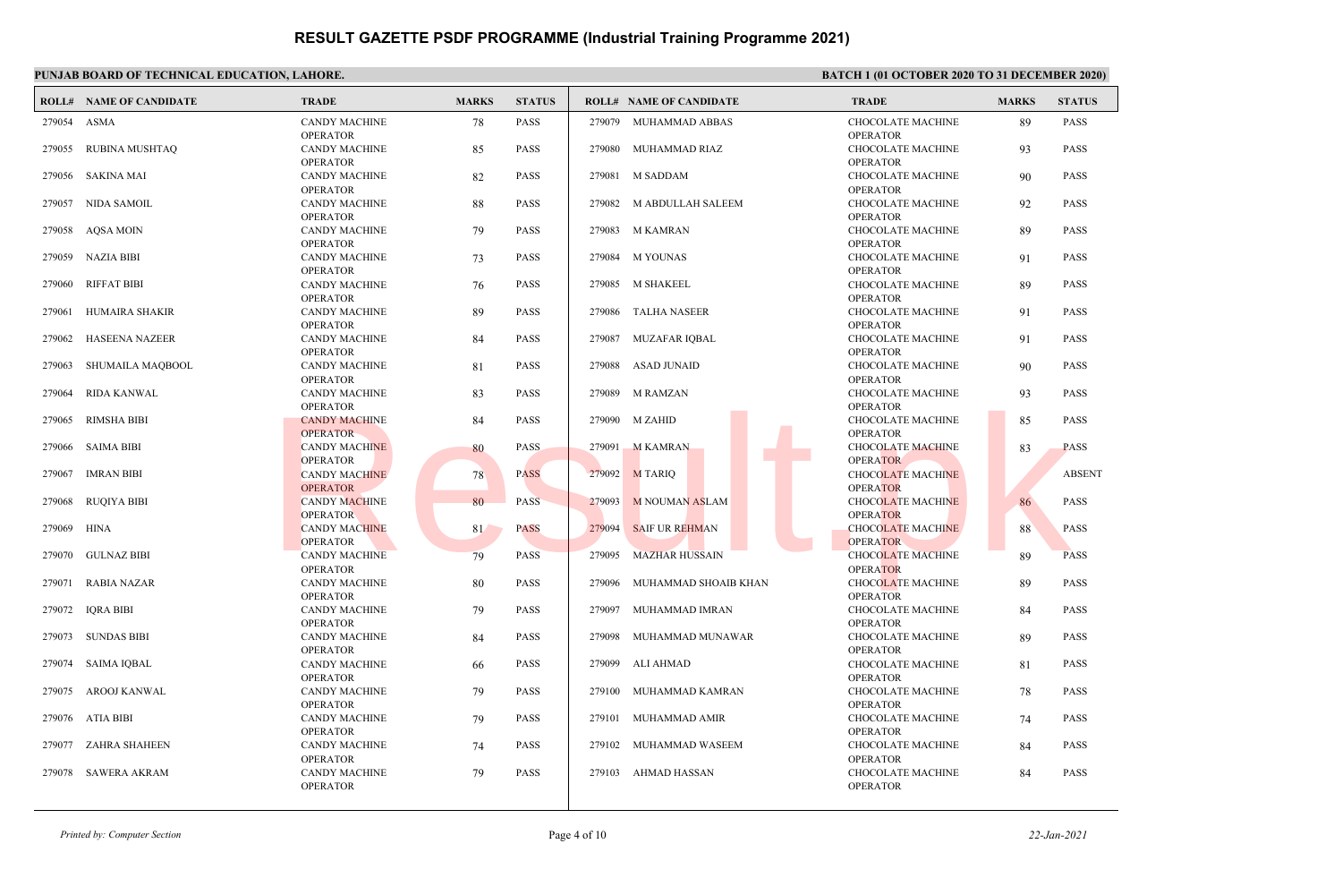# RESULT GAZETTE PSDF PROGRAMME (Industrial Training Programme 2021)

**PUNJAB BOARD OF TECHNICAL EDUCATION, LAHORE.**

**BATCH 1 (01 OCTOBER 2020 TO 31 DECEMBER 2020)**

| ROLL# | NAME OF CANDIDATE | TRADE | MARKS | STATUS |
|---|---|---|---|---|
| 279054 | ASMA | CANDY MACHINE OPERATOR | 78 | PASS |
| 279055 | RUBINA MUSHTAQ | CANDY MACHINE OPERATOR | 85 | PASS |
| 279056 | SAKINA MAI | CANDY MACHINE OPERATOR | 82 | PASS |
| 279057 | NIDA SAMOIL | CANDY MACHINE OPERATOR | 88 | PASS |
| 279058 | AQSA MOIN | CANDY MACHINE OPERATOR | 79 | PASS |
| 279059 | NAZIA BIBI | CANDY MACHINE OPERATOR | 73 | PASS |
| 279060 | RIFFAT BIBI | CANDY MACHINE OPERATOR | 76 | PASS |
| 279061 | HUMAIRA SHAKIR | CANDY MACHINE OPERATOR | 89 | PASS |
| 279062 | HASEENA NAZEER | CANDY MACHINE OPERATOR | 84 | PASS |
| 279063 | SHUMAILA MAQBOOL | CANDY MACHINE OPERATOR | 81 | PASS |
| 279064 | RIDA KANWAL | CANDY MACHINE OPERATOR | 83 | PASS |
| 279065 | RIMSHA BIBI | CANDY MACHINE OPERATOR | 84 | PASS |
| 279066 | SAIMA BIBI | CANDY MACHINE OPERATOR | 80 | PASS |
| 279067 | IMRAN BIBI | CANDY MACHINE OPERATOR | 78 | PASS |
| 279068 | RUQIYA BIBI | CANDY MACHINE OPERATOR | 80 | PASS |
| 279069 | HINA | CANDY MACHINE OPERATOR | 81 | PASS |
| 279070 | GULNAZ BIBI | CANDY MACHINE OPERATOR | 79 | PASS |
| 279071 | RABIA NAZAR | CANDY MACHINE OPERATOR | 80 | PASS |
| 279072 | IQRA BIBI | CANDY MACHINE OPERATOR | 79 | PASS |
| 279073 | SUNDAS BIBI | CANDY MACHINE OPERATOR | 84 | PASS |
| 279074 | SAIMA IQBAL | CANDY MACHINE OPERATOR | 66 | PASS |
| 279075 | AROOJ KANWAL | CANDY MACHINE OPERATOR | 79 | PASS |
| 279076 | ATIA BIBI | CANDY MACHINE OPERATOR | 79 | PASS |
| 279077 | ZAHRA SHAHEEN | CANDY MACHINE OPERATOR | 74 | PASS |
| 279078 | SAWERA AKRAM | CANDY MACHINE OPERATOR | 79 | PASS |
| 279079 | MUHAMMAD ABBAS | CHOCOLATE MACHINE OPERATOR | 89 | PASS |
| 279080 | MUHAMMAD RIAZ | CHOCOLATE MACHINE OPERATOR | 93 | PASS |
| 279081 | M SADDAM | CHOCOLATE MACHINE OPERATOR | 90 | PASS |
| 279082 | M ABDULLAH SALEEM | CHOCOLATE MACHINE OPERATOR | 92 | PASS |
| 279083 | M KAMRAN | CHOCOLATE MACHINE OPERATOR | 89 | PASS |
| 279084 | M YOUNAS | CHOCOLATE MACHINE OPERATOR | 91 | PASS |
| 279085 | M SHAKEEL | CHOCOLATE MACHINE OPERATOR | 89 | PASS |
| 279086 | TALHA NASEER | CHOCOLATE MACHINE OPERATOR | 91 | PASS |
| 279087 | MUZAFAR IQBAL | CHOCOLATE MACHINE OPERATOR | 91 | PASS |
| 279088 | ASAD JUNAID | CHOCOLATE MACHINE OPERATOR | 90 | PASS |
| 279089 | M RAMZAN | CHOCOLATE MACHINE OPERATOR | 93 | PASS |
| 279090 | M ZAHID | CHOCOLATE MACHINE OPERATOR | 85 | PASS |
| 279091 | M KAMRAN | CHOCOLATE MACHINE OPERATOR | 83 | PASS |
| 279092 | M TARIQ | CHOCOLATE MACHINE OPERATOR | | ABSENT |
| 279093 | M NOUMAN ASLAM | CHOCOLATE MACHINE OPERATOR | 86 | PASS |
| 279094 | SAIF UR REHMAN | CHOCOLATE MACHINE OPERATOR | 88 | PASS |
| 279095 | MAZHAR HUSSAIN | CHOCOLATE MACHINE OPERATOR | 89 | PASS |
| 279096 | MUHAMMAD SHOAIB KHAN | CHOCOLATE MACHINE OPERATOR | 89 | PASS |
| 279097 | MUHAMMAD IMRAN | CHOCOLATE MACHINE OPERATOR | 84 | PASS |
| 279098 | MUHAMMAD MUNAWAR | CHOCOLATE MACHINE OPERATOR | 89 | PASS |
| 279099 | ALI AHMAD | CHOCOLATE MACHINE OPERATOR | 81 | PASS |
| 279100 | MUHAMMAD KAMRAN | CHOCOLATE MACHINE OPERATOR | 78 | PASS |
| 279101 | MUHAMMAD AMIR | CHOCOLATE MACHINE OPERATOR | 74 | PASS |
| 279102 | MUHAMMAD WASEEM | CHOCOLATE MACHINE OPERATOR | 84 | PASS |
| 279103 | AHMAD HASSAN | CHOCOLATE MACHINE OPERATOR | 84 | PASS |

*Printed by: Computer Section* — *22-Jan-2021*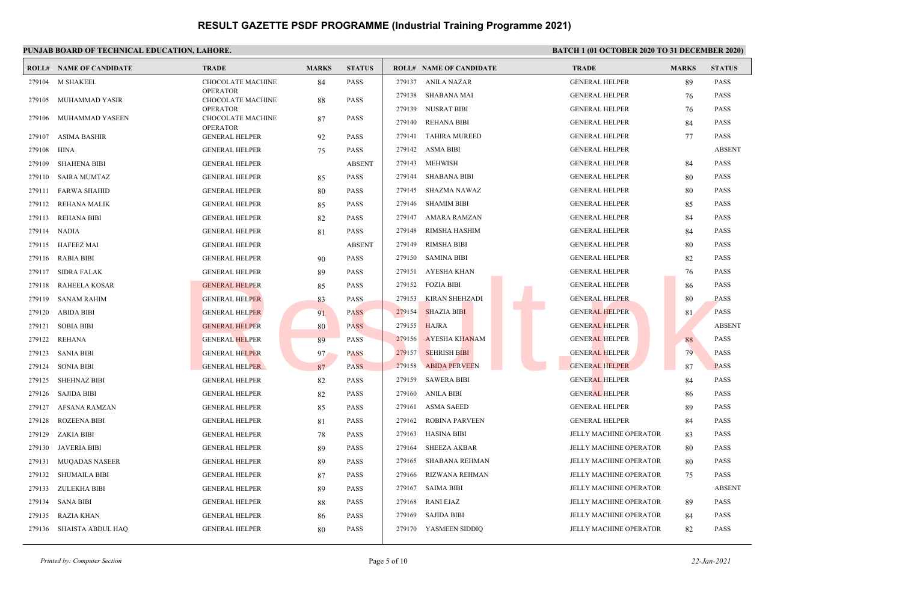# RESULT GAZETTE PSDF PROGRAMME (Industrial Training Programme 2021)

**PUNJAB BOARD OF TECHNICAL EDUCATION, LAHORE.**

**BATCH 1 (01 OCTOBER 2020 TO 31 DECEMBER 2020)**

| ROLL# | NAME OF CANDIDATE | TRADE | MARKS | STATUS |
|---|---|---|---|---|
| 279104 | M SHAKEEL | CHOCOLATE MACHINE OPERATOR | 84 | PASS |
| 279105 | MUHAMMAD YASIR | CHOCOLATE MACHINE OPERATOR | 88 | PASS |
| 279106 | MUHAMMAD YASEEN | CHOCOLATE MACHINE OPERATOR | 87 | PASS |
| 279107 | ASIMA BASHIR | GENERAL HELPER | 92 | PASS |
| 279108 | HINA | GENERAL HELPER | 75 | PASS |
| 279109 | SHAHENA BIBI | GENERAL HELPER | | ABSENT |
| 279110 | SAIRA MUMTAZ | GENERAL HELPER | 85 | PASS |
| 279111 | FARWA SHAHID | GENERAL HELPER | 80 | PASS |
| 279112 | REHANA MALIK | GENERAL HELPER | 85 | PASS |
| 279113 | REHANA BIBI | GENERAL HELPER | 82 | PASS |
| 279114 | NADIA | GENERAL HELPER | 81 | PASS |
| 279115 | HAFEEZ MAI | GENERAL HELPER | | ABSENT |
| 279116 | RABIA BIBI | GENERAL HELPER | 90 | PASS |
| 279117 | SIDRA FALAK | GENERAL HELPER | 89 | PASS |
| 279118 | RAHEELA KOSAR | GENERAL HELPER | 85 | PASS |
| 279119 | SANAM RAHIM | GENERAL HELPER | 83 | PASS |
| 279120 | ABIDA BIBI | GENERAL HELPER | 91 | PASS |
| 279121 | SOBIA BIBI | GENERAL HELPER | 80 | PASS |
| 279122 | REHANA | GENERAL HELPER | 89 | PASS |
| 279123 | SANIA BIBI | GENERAL HELPER | 97 | PASS |
| 279124 | SONIA BIBI | GENERAL HELPER | 87 | PASS |
| 279125 | SHEHNAZ BIBI | GENERAL HELPER | 82 | PASS |
| 279126 | SAJIDA BIBI | GENERAL HELPER | 82 | PASS |
| 279127 | AFSANA RAMZAN | GENERAL HELPER | 85 | PASS |
| 279128 | ROZEENA BIBI | GENERAL HELPER | 81 | PASS |
| 279129 | ZAKIA BIBI | GENERAL HELPER | 78 | PASS |
| 279130 | JAVERIA BIBI | GENERAL HELPER | 89 | PASS |
| 279131 | MUQADAS NASEER | GENERAL HELPER | 89 | PASS |
| 279132 | SHUMAILA BIBI | GENERAL HELPER | 87 | PASS |
| 279133 | ZULEKHA BIBI | GENERAL HELPER | 89 | PASS |
| 279134 | SANA BIBI | GENERAL HELPER | 88 | PASS |
| 279135 | RAZIA KHAN | GENERAL HELPER | 86 | PASS |
| 279136 | SHAISTA ABDUL HAQ | GENERAL HELPER | 80 | PASS |
| 279137 | ANILA NAZAR | GENERAL HELPER | 89 | PASS |
| 279138 | SHABANA MAI | GENERAL HELPER | 76 | PASS |
| 279139 | NUSRAT BIBI | GENERAL HELPER | 76 | PASS |
| 279140 | REHANA BIBI | GENERAL HELPER | 84 | PASS |
| 279141 | TAHIRA MUREED | GENERAL HELPER | 77 | PASS |
| 279142 | ASMA BIBI | GENERAL HELPER | | ABSENT |
| 279143 | MEHWISH | GENERAL HELPER | 84 | PASS |
| 279144 | SHABANA BIBI | GENERAL HELPER | 80 | PASS |
| 279145 | SHAZMA NAWAZ | GENERAL HELPER | 80 | PASS |
| 279146 | SHAMIM BIBI | GENERAL HELPER | 85 | PASS |
| 279147 | AMARA RAMZAN | GENERAL HELPER | 84 | PASS |
| 279148 | RIMSHA HASHIM | GENERAL HELPER | 84 | PASS |
| 279149 | RIMSHA BIBI | GENERAL HELPER | 80 | PASS |
| 279150 | SAMINA BIBI | GENERAL HELPER | 82 | PASS |
| 279151 | AYESHA KHAN | GENERAL HELPER | 76 | PASS |
| 279152 | FOZIA BIBI | GENERAL HELPER | 86 | PASS |
| 279153 | KIRAN SHEHZADI | GENERAL HELPER | 80 | PASS |
| 279154 | SHAZIA BIBI | GENERAL HELPER | 81 | PASS |
| 279155 | HAJRA | GENERAL HELPER | | ABSENT |
| 279156 | AYESHA KHANAM | GENERAL HELPER | 88 | PASS |
| 279157 | SEHRISH BIBI | GENERAL HELPER | 79 | PASS |
| 279158 | ABIDA PERVEEN | GENERAL HELPER | 87 | PASS |
| 279159 | SAWERA BIBI | GENERAL HELPER | 84 | PASS |
| 279160 | ANILA BIBI | GENERAL HELPER | 86 | PASS |
| 279161 | ASMA SAEED | GENERAL HELPER | 89 | PASS |
| 279162 | ROBINA PARVEEN | GENERAL HELPER | 84 | PASS |
| 279163 | HASINA BIBI | JELLY MACHINE OPERATOR | 83 | PASS |
| 279164 | SHEEZA AKBAR | JELLY MACHINE OPERATOR | 80 | PASS |
| 279165 | SHABANA REHMAN | JELLY MACHINE OPERATOR | 80 | PASS |
| 279166 | RIZWANA REHMAN | JELLY MACHINE OPERATOR | 75 | PASS |
| 279167 | SAIMA BIBI | JELLY MACHINE OPERATOR | | ABSENT |
| 279168 | RANI EJAZ | JELLY MACHINE OPERATOR | 89 | PASS |
| 279169 | SAJIDA BIBI | JELLY MACHINE OPERATOR | 84 | PASS |
| 279170 | YASMEEN SIDDIQ | JELLY MACHINE OPERATOR | 82 | PASS |

*Printed by: Computer Section*

*22-Jan-2021*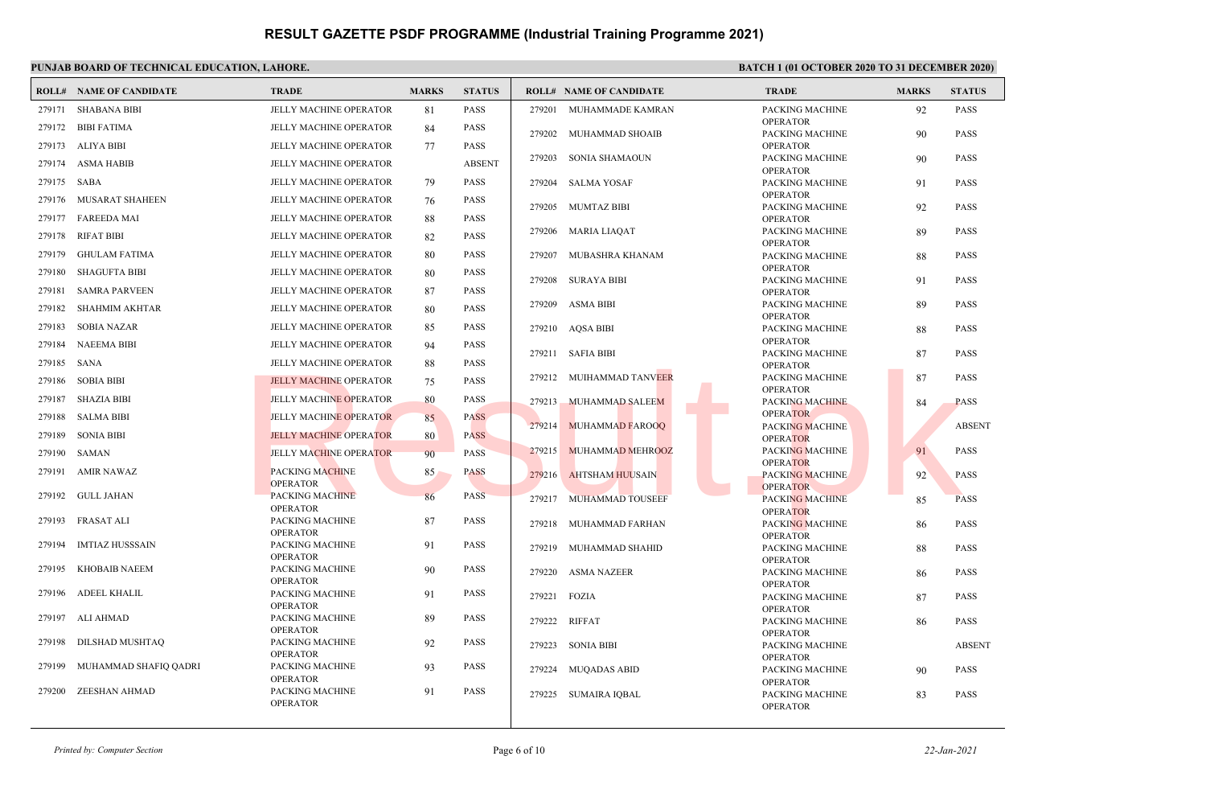# RESULT GAZETTE PSDF PROGRAMME (Industrial Training Programme 2021)

**PUNJAB BOARD OF TECHNICAL EDUCATION, LAHORE.**

**BATCH 1 (01 OCTOBER 2020 TO 31 DECEMBER 2020)**

| ROLL# | NAME OF CANDIDATE | TRADE | MARKS | STATUS |
|---|---|---|---|---|
| 279171 | SHABANA BIBI | JELLY MACHINE OPERATOR | 81 | PASS |
| 279172 | BIBI FATIMA | JELLY MACHINE OPERATOR | 84 | PASS |
| 279173 | ALIYA BIBI | JELLY MACHINE OPERATOR | 77 | PASS |
| 279174 | ASMA HABIB | JELLY MACHINE OPERATOR | | ABSENT |
| 279175 | SABA | JELLY MACHINE OPERATOR | 79 | PASS |
| 279176 | MUSARAT SHAHEEN | JELLY MACHINE OPERATOR | 76 | PASS |
| 279177 | FAREEDA MAI | JELLY MACHINE OPERATOR | 88 | PASS |
| 279178 | RIFAT BIBI | JELLY MACHINE OPERATOR | 82 | PASS |
| 279179 | GHULAM FATIMA | JELLY MACHINE OPERATOR | 80 | PASS |
| 279180 | SHAGUFTA BIBI | JELLY MACHINE OPERATOR | 80 | PASS |
| 279181 | SAMRA PARVEEN | JELLY MACHINE OPERATOR | 87 | PASS |
| 279182 | SHAHMIM AKHTAR | JELLY MACHINE OPERATOR | 80 | PASS |
| 279183 | SOBIA NAZAR | JELLY MACHINE OPERATOR | 85 | PASS |
| 279184 | NAEEMA BIBI | JELLY MACHINE OPERATOR | 94 | PASS |
| 279185 | SANA | JELLY MACHINE OPERATOR | 88 | PASS |
| 279186 | SOBIA BIBI | JELLY MACHINE OPERATOR | 75 | PASS |
| 279187 | SHAZIA BIBI | JELLY MACHINE OPERATOR | 80 | PASS |
| 279188 | SALMA BIBI | JELLY MACHINE OPERATOR | 85 | PASS |
| 279189 | SONIA BIBI | JELLY MACHINE OPERATOR | 80 | PASS |
| 279190 | SAMAN | JELLY MACHINE OPERATOR | 90 | PASS |
| 279191 | AMIR NAWAZ | PACKING MACHINE OPERATOR | 85 | PASS |
| 279192 | GULL JAHAN | PACKING MACHINE OPERATOR | 86 | PASS |
| 279193 | FRASAT ALI | PACKING MACHINE OPERATOR | 87 | PASS |
| 279194 | IMTIAZ HUSSSAIN | PACKING MACHINE OPERATOR | 91 | PASS |
| 279195 | KHOBAIB NAEEM | PACKING MACHINE OPERATOR | 90 | PASS |
| 279196 | ADEEL KHALIL | PACKING MACHINE OPERATOR | 91 | PASS |
| 279197 | ALI AHMAD | PACKING MACHINE OPERATOR | 89 | PASS |
| 279198 | DILSHAD MUSHTAQ | PACKING MACHINE OPERATOR | 92 | PASS |
| 279199 | MUHAMMAD SHAFIQ QADRI | PACKING MACHINE OPERATOR | 93 | PASS |
| 279200 | ZEESHAN AHMAD | PACKING MACHINE OPERATOR | 91 | PASS |
| 279201 | MUHAMMADE KAMRAN | PACKING MACHINE OPERATOR | 92 | PASS |
| 279202 | MUHAMMAD SHOAIB | PACKING MACHINE OPERATOR | 90 | PASS |
| 279203 | SONIA SHAMAOUN | PACKING MACHINE OPERATOR | 90 | PASS |
| 279204 | SALMA YOSAF | PACKING MACHINE OPERATOR | 91 | PASS |
| 279205 | MUMTAZ BIBI | PACKING MACHINE OPERATOR | 92 | PASS |
| 279206 | MARIA LIAQAT | PACKING MACHINE OPERATOR | 89 | PASS |
| 279207 | MUBASHRA KHANAM | PACKING MACHINE OPERATOR | 88 | PASS |
| 279208 | SURAYA BIBI | PACKING MACHINE OPERATOR | 91 | PASS |
| 279209 | ASMA BIBI | PACKING MACHINE OPERATOR | 89 | PASS |
| 279210 | AQSA BIBI | PACKING MACHINE OPERATOR | 88 | PASS |
| 279211 | SAFIA BIBI | PACKING MACHINE OPERATOR | 87 | PASS |
| 279212 | MUIHAMMAD TANVEER | PACKING MACHINE OPERATOR | 87 | PASS |
| 279213 | MUHAMMAD SALEEM | PACKING MACHINE OPERATOR | 84 | PASS |
| 279214 | MUHAMMAD FAROOQ | PACKING MACHINE OPERATOR | | ABSENT |
| 279215 | MUHAMMAD MEHROOZ | PACKING MACHINE OPERATOR | 91 | PASS |
| 279216 | AHTSHAM HUUSAIN | PACKING MACHINE OPERATOR | 92 | PASS |
| 279217 | MUHAMMAD TOUSEEF | PACKING MACHINE OPERATOR | 85 | PASS |
| 279218 | MUHAMMAD FARHAN | PACKING MACHINE OPERATOR | 86 | PASS |
| 279219 | MUHAMMAD SHAHID | PACKING MACHINE OPERATOR | 88 | PASS |
| 279220 | ASMA NAZEER | PACKING MACHINE OPERATOR | 86 | PASS |
| 279221 | FOZIA | PACKING MACHINE OPERATOR | 87 | PASS |
| 279222 | RIFFAT | PACKING MACHINE OPERATOR | 86 | PASS |
| 279223 | SONIA BIBI | PACKING MACHINE OPERATOR | | ABSENT |
| 279224 | MUQADAS ABID | PACKING MACHINE OPERATOR | 90 | PASS |
| 279225 | SUMAIRA IQBAL | PACKING MACHINE OPERATOR | 83 | PASS |

*Printed by: Computer Section*

*22-Jan-2021*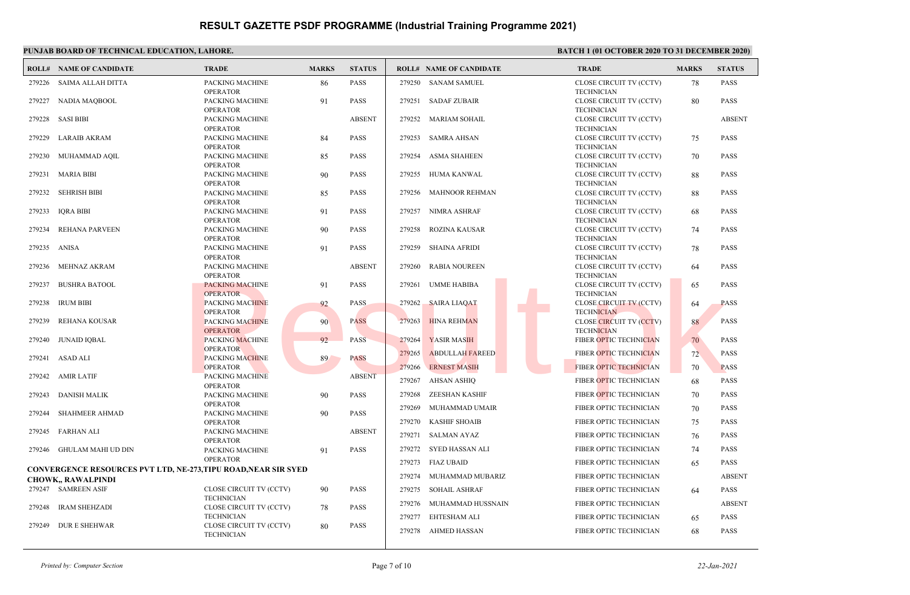# RESULT GAZETTE PSDF PROGRAMME (Industrial Training Programme 2021)

**PUNJAB BOARD OF TECHNICAL EDUCATION, LAHORE.**

**BATCH 1 (01 OCTOBER 2020 TO 31 DECEMBER 2020)**

| ROLL# | NAME OF CANDIDATE | TRADE | MARKS | STATUS |
|---|---|---|---|---|
| 279226 | SAIMA ALLAH DITTA | PACKING MACHINE OPERATOR | 86 | PASS |
| 279227 | NADIA MAQBOOL | PACKING MACHINE OPERATOR | 91 | PASS |
| 279228 | SASI BIBI | PACKING MACHINE OPERATOR | | ABSENT |
| 279229 | LARAIB AKRAM | PACKING MACHINE OPERATOR | 84 | PASS |
| 279230 | MUHAMMAD AQIL | PACKING MACHINE OPERATOR | 85 | PASS |
| 279231 | MARIA BIBI | PACKING MACHINE OPERATOR | 90 | PASS |
| 279232 | SEHRISH BIBI | PACKING MACHINE OPERATOR | 85 | PASS |
| 279233 | IQRA BIBI | PACKING MACHINE OPERATOR | 91 | PASS |
| 279234 | REHANA PARVEEN | PACKING MACHINE OPERATOR | 90 | PASS |
| 279235 | ANISA | PACKING MACHINE OPERATOR | 91 | PASS |
| 279236 | MEHNAZ AKRAM | PACKING MACHINE OPERATOR | | ABSENT |
| 279237 | BUSHRA BATOOL | PACKING MACHINE OPERATOR | 91 | PASS |
| 279238 | IRUM BIBI | PACKING MACHINE OPERATOR | 92 | PASS |
| 279239 | REHANA KOUSAR | PACKING MACHINE OPERATOR | 90 | PASS |
| 279240 | JUNAID IQBAL | PACKING MACHINE OPERATOR | 92 | PASS |
| 279241 | ASAD ALI | PACKING MACHINE OPERATOR | 89 | PASS |
| 279242 | AMIR LATIF | PACKING MACHINE OPERATOR | | ABSENT |
| 279243 | DANISH MALIK | PACKING MACHINE OPERATOR | 90 | PASS |
| 279244 | SHAHMEER AHMAD | PACKING MACHINE OPERATOR | 90 | PASS |
| 279245 | FARHAN ALI | PACKING MACHINE OPERATOR | | ABSENT |
| 279246 | GHULAM MAHI UD DIN | PACKING MACHINE OPERATOR | 91 | PASS |

**CONVERGENCE RESOURCES PVT LTD, NE-273,TIPU ROAD,NEAR SIR SYED CHOWK,, RAWALPINDI**

| ROLL# | NAME OF CANDIDATE | TRADE | MARKS | STATUS |
|---|---|---|---|---|
| 279247 | SAMREEN ASIF | CLOSE CIRCUIT TV (CCTV) TECHNICIAN | 90 | PASS |
| 279248 | IRAM SHEHZADI | CLOSE CIRCUIT TV (CCTV) TECHNICIAN | 78 | PASS |
| 279249 | DUR E SHEHWAR | CLOSE CIRCUIT TV (CCTV) TECHNICIAN | 80 | PASS |
| 279250 | SANAM SAMUEL | CLOSE CIRCUIT TV (CCTV) TECHNICIAN | 78 | PASS |
| 279251 | SADAF ZUBAIR | CLOSE CIRCUIT TV (CCTV) TECHNICIAN | 80 | PASS |
| 279252 | MARIAM SOHAIL | CLOSE CIRCUIT TV (CCTV) TECHNICIAN | | ABSENT |
| 279253 | SAMRA AHSAN | CLOSE CIRCUIT TV (CCTV) TECHNICIAN | 75 | PASS |
| 279254 | ASMA SHAHEEN | CLOSE CIRCUIT TV (CCTV) TECHNICIAN | 70 | PASS |
| 279255 | HUMA KANWAL | CLOSE CIRCUIT TV (CCTV) TECHNICIAN | 88 | PASS |
| 279256 | MAHNOOR REHMAN | CLOSE CIRCUIT TV (CCTV) TECHNICIAN | 88 | PASS |
| 279257 | NIMRA ASHRAF | CLOSE CIRCUIT TV (CCTV) TECHNICIAN | 68 | PASS |
| 279258 | ROZINA KAUSAR | CLOSE CIRCUIT TV (CCTV) TECHNICIAN | 74 | PASS |
| 279259 | SHAINA AFRIDI | CLOSE CIRCUIT TV (CCTV) TECHNICIAN | 78 | PASS |
| 279260 | RABIA NOUREEN | CLOSE CIRCUIT TV (CCTV) TECHNICIAN | 64 | PASS |
| 279261 | UMME HABIBA | CLOSE CIRCUIT TV (CCTV) TECHNICIAN | 65 | PASS |
| 279262 | SAIRA LIAQAT | CLOSE CIRCUIT TV (CCTV) TECHNICIAN | 64 | PASS |
| 279263 | HINA REHMAN | CLOSE CIRCUIT TV (CCTV) TECHNICIAN | 88 | PASS |
| 279264 | YASIR MASIH | FIBER OPTIC TECHNICIAN | 70 | PASS |
| 279265 | ABDULLAH FAREED | FIBER OPTIC TECHNICIAN | 72 | PASS |
| 279266 | ERNEST MASIH | FIBER OPTIC TECHNICIAN | 70 | PASS |
| 279267 | AHSAN ASHIQ | FIBER OPTIC TECHNICIAN | 68 | PASS |
| 279268 | ZEESHAN KASHIF | FIBER OPTIC TECHNICIAN | 70 | PASS |
| 279269 | MUHAMMAD UMAIR | FIBER OPTIC TECHNICIAN | 70 | PASS |
| 279270 | KASHIF SHOAIB | FIBER OPTIC TECHNICIAN | 75 | PASS |
| 279271 | SALMAN AYAZ | FIBER OPTIC TECHNICIAN | 76 | PASS |
| 279272 | SYED HASSAN ALI | FIBER OPTIC TECHNICIAN | 74 | PASS |
| 279273 | FIAZ UBAID | FIBER OPTIC TECHNICIAN | 65 | PASS |
| 279274 | MUHAMMAD MUBARIZ | FIBER OPTIC TECHNICIAN | | ABSENT |
| 279275 | SOHAIL ASHRAF | FIBER OPTIC TECHNICIAN | 64 | PASS |
| 279276 | MUHAMMAD HUSSNAIN | FIBER OPTIC TECHNICIAN | | ABSENT |
| 279277 | EHTESHAM ALI | FIBER OPTIC TECHNICIAN | 65 | PASS |
| 279278 | AHMED HASSAN | FIBER OPTIC TECHNICIAN | 68 | PASS |

*Printed by: Computer Section*

*22-Jan-2021*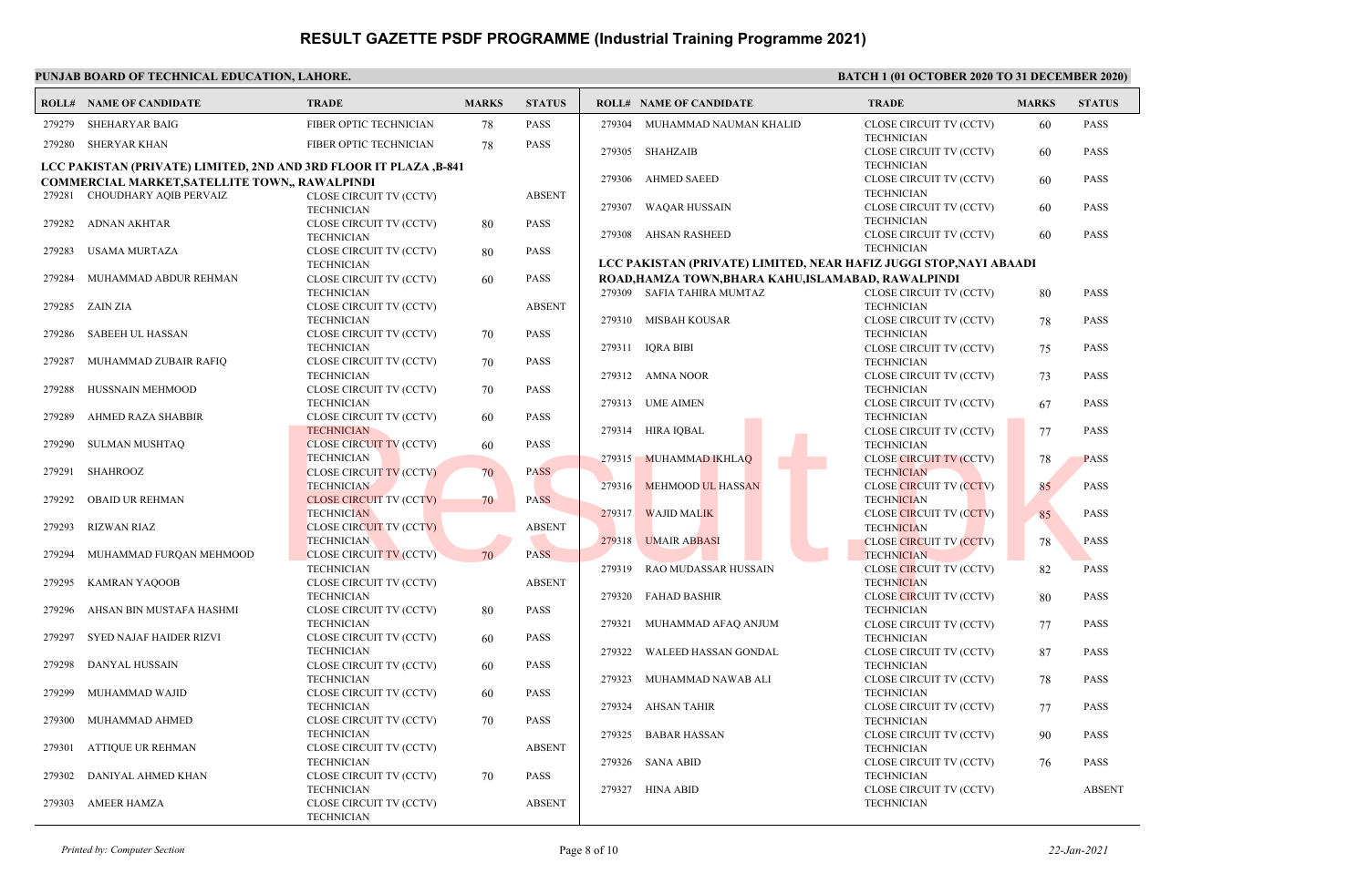# RESULT GAZETTE PSDF PROGRAMME (Industrial Training Programme 2021)

**PUNJAB BOARD OF TECHNICAL EDUCATION, LAHORE.**

**BATCH 1 (01 OCTOBER 2020 TO 31 DECEMBER 2020)**

| ROLL# | NAME OF CANDIDATE | TRADE | MARKS | STATUS |
|---|---|---|---|---|
| 279279 | SHEHARYAR BAIG | FIBER OPTIC TECHNICIAN | 78 | PASS |
| 279280 | SHERYAR KHAN | FIBER OPTIC TECHNICIAN | 78 | PASS |

**LCC PAKISTAN (PRIVATE) LIMITED, 2ND AND 3RD FLOOR IT PLAZA ,B-841 COMMERCIAL MARKET,SATELLITE TOWN,, RAWALPINDI**

| ROLL# | NAME OF CANDIDATE | TRADE | MARKS | STATUS |
|---|---|---|---|---|
| 279281 | CHOUDHARY AQIB PERVAIZ | CLOSE CIRCUIT TV (CCTV) TECHNICIAN | | ABSENT |
| 279282 | ADNAN AKHTAR | CLOSE CIRCUIT TV (CCTV) TECHNICIAN | 80 | PASS |
| 279283 | USAMA MURTAZA | CLOSE CIRCUIT TV (CCTV) TECHNICIAN | 80 | PASS |
| 279284 | MUHAMMAD ABDUR REHMAN | CLOSE CIRCUIT TV (CCTV) TECHNICIAN | 60 | PASS |
| 279285 | ZAIN ZIA | CLOSE CIRCUIT TV (CCTV) TECHNICIAN | | ABSENT |
| 279286 | SABEEH UL HASSAN | CLOSE CIRCUIT TV (CCTV) TECHNICIAN | 70 | PASS |
| 279287 | MUHAMMAD ZUBAIR RAFIQ | CLOSE CIRCUIT TV (CCTV) TECHNICIAN | 70 | PASS |
| 279288 | HUSSNAIN MEHMOOD | CLOSE CIRCUIT TV (CCTV) TECHNICIAN | 70 | PASS |
| 279289 | AHMED RAZA SHABBIR | CLOSE CIRCUIT TV (CCTV) TECHNICIAN | 60 | PASS |
| 279290 | SULMAN MUSHTAQ | CLOSE CIRCUIT TV (CCTV) TECHNICIAN | 60 | PASS |
| 279291 | SHAHROOZ | CLOSE CIRCUIT TV (CCTV) TECHNICIAN | 70 | PASS |
| 279292 | OBAID UR REHMAN | CLOSE CIRCUIT TV (CCTV) TECHNICIAN | 70 | PASS |
| 279293 | RIZWAN RIAZ | CLOSE CIRCUIT TV (CCTV) TECHNICIAN | | ABSENT |
| 279294 | MUHAMMAD FURQAN MEHMOOD | CLOSE CIRCUIT TV (CCTV) TECHNICIAN | 70 | PASS |
| 279295 | KAMRAN YAQOOB | CLOSE CIRCUIT TV (CCTV) TECHNICIAN | | ABSENT |
| 279296 | AHSAN BIN MUSTAFA HASHMI | CLOSE CIRCUIT TV (CCTV) TECHNICIAN | 80 | PASS |
| 279297 | SYED NAJAF HAIDER RIZVI | CLOSE CIRCUIT TV (CCTV) TECHNICIAN | 60 | PASS |
| 279298 | DANYAL HUSSAIN | CLOSE CIRCUIT TV (CCTV) TECHNICIAN | 60 | PASS |
| 279299 | MUHAMMAD WAJID | CLOSE CIRCUIT TV (CCTV) TECHNICIAN | 60 | PASS |
| 279300 | MUHAMMAD AHMED | CLOSE CIRCUIT TV (CCTV) TECHNICIAN | 70 | PASS |
| 279301 | ATTIQUE UR REHMAN | CLOSE CIRCUIT TV (CCTV) TECHNICIAN | | ABSENT |
| 279302 | DANIYAL AHMED KHAN | CLOSE CIRCUIT TV (CCTV) TECHNICIAN | 70 | PASS |
| 279303 | AMEER HAMZA | CLOSE CIRCUIT TV (CCTV) TECHNICIAN | | ABSENT |
| 279304 | MUHAMMAD NAUMAN KHALID | CLOSE CIRCUIT TV (CCTV) TECHNICIAN | 60 | PASS |
| 279305 | SHAHZAIB | CLOSE CIRCUIT TV (CCTV) TECHNICIAN | 60 | PASS |
| 279306 | AHMED SAEED | CLOSE CIRCUIT TV (CCTV) TECHNICIAN | 60 | PASS |
| 279307 | WAQAR HUSSAIN | CLOSE CIRCUIT TV (CCTV) TECHNICIAN | 60 | PASS |
| 279308 | AHSAN RASHEED | CLOSE CIRCUIT TV (CCTV) TECHNICIAN | 60 | PASS |

**LCC PAKISTAN (PRIVATE) LIMITED, NEAR HAFIZ JUGGI STOP,NAYI ABAADI ROAD,HAMZA TOWN,BHARA KAHU,ISLAMABAD, RAWALPINDI**

| ROLL# | NAME OF CANDIDATE | TRADE | MARKS | STATUS |
|---|---|---|---|---|
| 279309 | SAFIA TAHIRA MUMTAZ | CLOSE CIRCUIT TV (CCTV) TECHNICIAN | 80 | PASS |
| 279310 | MISBAH KOUSAR | CLOSE CIRCUIT TV (CCTV) TECHNICIAN | 78 | PASS |
| 279311 | IQRA BIBI | CLOSE CIRCUIT TV (CCTV) TECHNICIAN | 75 | PASS |
| 279312 | AMNA NOOR | CLOSE CIRCUIT TV (CCTV) TECHNICIAN | 73 | PASS |
| 279313 | UME AIMEN | CLOSE CIRCUIT TV (CCTV) TECHNICIAN | 67 | PASS |
| 279314 | HIRA IQBAL | CLOSE CIRCUIT TV (CCTV) TECHNICIAN | 77 | PASS |
| 279315 | MUHAMMAD IKHLAQ | CLOSE CIRCUIT TV (CCTV) TECHNICIAN | 78 | PASS |
| 279316 | MEHMOOD UL HASSAN | CLOSE CIRCUIT TV (CCTV) TECHNICIAN | 85 | PASS |
| 279317 | WAJID MALIK | CLOSE CIRCUIT TV (CCTV) TECHNICIAN | 85 | PASS |
| 279318 | UMAIR ABBASI | CLOSE CIRCUIT TV (CCTV) TECHNICIAN | 78 | PASS |
| 279319 | RAO MUDASSAR HUSSAIN | CLOSE CIRCUIT TV (CCTV) TECHNICIAN | 82 | PASS |
| 279320 | FAHAD BASHIR | CLOSE CIRCUIT TV (CCTV) TECHNICIAN | 80 | PASS |
| 279321 | MUHAMMAD AFAQ ANJUM | CLOSE CIRCUIT TV (CCTV) TECHNICIAN | 77 | PASS |
| 279322 | WALEED HASSAN GONDAL | CLOSE CIRCUIT TV (CCTV) TECHNICIAN | 87 | PASS |
| 279323 | MUHAMMAD NAWAB ALI | CLOSE CIRCUIT TV (CCTV) TECHNICIAN | 78 | PASS |
| 279324 | AHSAN TAHIR | CLOSE CIRCUIT TV (CCTV) TECHNICIAN | 77 | PASS |
| 279325 | BABAR HASSAN | CLOSE CIRCUIT TV (CCTV) TECHNICIAN | 90 | PASS |
| 279326 | SANA ABID | CLOSE CIRCUIT TV (CCTV) TECHNICIAN | 76 | PASS |
| 279327 | HINA ABID | CLOSE CIRCUIT TV (CCTV) TECHNICIAN | | ABSENT |

*Printed by: Computer Section* 22-Jan-2021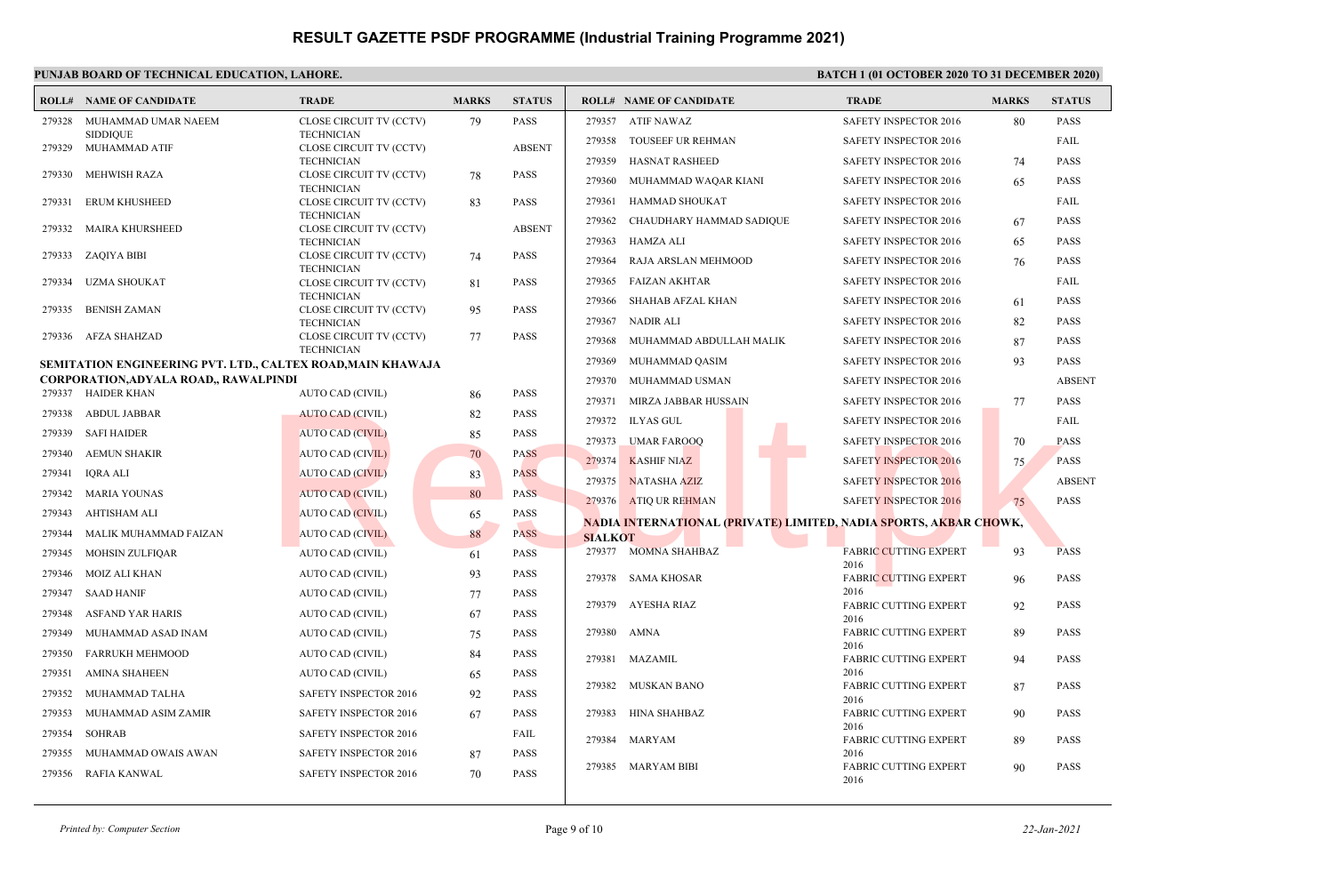# RESULT GAZETTE PSDF PROGRAMME (Industrial Training Programme 2021)

**PUNJAB BOARD OF TECHNICAL EDUCATION, LAHORE.**

**BATCH 1 (01 OCTOBER 2020 TO 31 DECEMBER 2020)**

| ROLL# | NAME OF CANDIDATE | TRADE | MARKS | STATUS |
|---|---|---|---|---|
| 279328 | MUHAMMAD UMAR NAEEM SIDDIQUE | CLOSE CIRCUIT TV (CCTV) TECHNICIAN | 79 | PASS |
| 279329 | MUHAMMAD ATIF | CLOSE CIRCUIT TV (CCTV) TECHNICIAN | | ABSENT |
| 279330 | MEHWISH RAZA | CLOSE CIRCUIT TV (CCTV) TECHNICIAN | 78 | PASS |
| 279331 | ERUM KHUSHEED | CLOSE CIRCUIT TV (CCTV) TECHNICIAN | 83 | PASS |
| 279332 | MAIRA KHURSHEED | CLOSE CIRCUIT TV (CCTV) TECHNICIAN | | ABSENT |
| 279333 | ZAQIYA BIBI | CLOSE CIRCUIT TV (CCTV) TECHNICIAN | 74 | PASS |
| 279334 | UZMA SHOUKAT | CLOSE CIRCUIT TV (CCTV) TECHNICIAN | 81 | PASS |
| 279335 | BENISH ZAMAN | CLOSE CIRCUIT TV (CCTV) TECHNICIAN | 95 | PASS |
| 279336 | AFZA SHAHZAD | CLOSE CIRCUIT TV (CCTV) TECHNICIAN | 77 | PASS |

**SEMITATION ENGINEERING PVT. LTD., CALTEX ROAD,MAIN KHAWAJA CORPORATION,ADYALA ROAD,, RAWALPINDI**

| ROLL# | NAME OF CANDIDATE | TRADE | MARKS | STATUS |
|---|---|---|---|---|
| 279337 | HAIDER KHAN | AUTO CAD (CIVIL) | 86 | PASS |
| 279338 | ABDUL JABBAR | AUTO CAD (CIVIL) | 82 | PASS |
| 279339 | SAFI HAIDER | AUTO CAD (CIVIL) | 85 | PASS |
| 279340 | AEMUN SHAKIR | AUTO CAD (CIVIL) | 70 | PASS |
| 279341 | IQRA ALI | AUTO CAD (CIVIL) | 83 | PASS |
| 279342 | MARIA YOUNAS | AUTO CAD (CIVIL) | 80 | PASS |
| 279343 | AHTISHAM ALI | AUTO CAD (CIVIL) | 65 | PASS |
| 279344 | MALIK MUHAMMAD FAIZAN | AUTO CAD (CIVIL) | 88 | PASS |
| 279345 | MOHSIN ZULFIQAR | AUTO CAD (CIVIL) | 61 | PASS |
| 279346 | MOIZ ALI KHAN | AUTO CAD (CIVIL) | 93 | PASS |
| 279347 | SAAD HANIF | AUTO CAD (CIVIL) | 77 | PASS |
| 279348 | ASFAND YAR HARIS | AUTO CAD (CIVIL) | 67 | PASS |
| 279349 | MUHAMMAD ASAD INAM | AUTO CAD (CIVIL) | 75 | PASS |
| 279350 | FARRUKH MEHMOOD | AUTO CAD (CIVIL) | 84 | PASS |
| 279351 | AMINA SHAHEEN | AUTO CAD (CIVIL) | 65 | PASS |
| 279352 | MUHAMMAD TALHA | SAFETY INSPECTOR 2016 | 92 | PASS |
| 279353 | MUHAMMAD ASIM ZAMIR | SAFETY INSPECTOR 2016 | 67 | PASS |
| 279354 | SOHRAB | SAFETY INSPECTOR 2016 | | FAIL |
| 279355 | MUHAMMAD OWAIS AWAN | SAFETY INSPECTOR 2016 | 87 | PASS |
| 279356 | RAFIA KANWAL | SAFETY INSPECTOR 2016 | 70 | PASS |
| 279357 | ATIF NAWAZ | SAFETY INSPECTOR 2016 | 80 | PASS |
| 279358 | TOUSEEF UR REHMAN | SAFETY INSPECTOR 2016 | | FAIL |
| 279359 | HASNAT RASHEED | SAFETY INSPECTOR 2016 | 74 | PASS |
| 279360 | MUHAMMAD WAQAR KIANI | SAFETY INSPECTOR 2016 | 65 | PASS |
| 279361 | HAMMAD SHOUKAT | SAFETY INSPECTOR 2016 | | FAIL |
| 279362 | CHAUDHARY HAMMAD SADIQUE | SAFETY INSPECTOR 2016 | 67 | PASS |
| 279363 | HAMZA ALI | SAFETY INSPECTOR 2016 | 65 | PASS |
| 279364 | RAJA ARSLAN MEHMOOD | SAFETY INSPECTOR 2016 | 76 | PASS |
| 279365 | FAIZAN AKHTAR | SAFETY INSPECTOR 2016 | | FAIL |
| 279366 | SHAHAB AFZAL KHAN | SAFETY INSPECTOR 2016 | 61 | PASS |
| 279367 | NADIR ALI | SAFETY INSPECTOR 2016 | 82 | PASS |
| 279368 | MUHAMMAD ABDULLAH MALIK | SAFETY INSPECTOR 2016 | 87 | PASS |
| 279369 | MUHAMMAD QASIM | SAFETY INSPECTOR 2016 | 93 | PASS |
| 279370 | MUHAMMAD USMAN | SAFETY INSPECTOR 2016 | | ABSENT |
| 279371 | MIRZA JABBAR HUSSAIN | SAFETY INSPECTOR 2016 | 77 | PASS |
| 279372 | ILYAS GUL | SAFETY INSPECTOR 2016 | | FAIL |
| 279373 | UMAR FAROOQ | SAFETY INSPECTOR 2016 | 70 | PASS |
| 279374 | KASHIF NIAZ | SAFETY INSPECTOR 2016 | 75 | PASS |
| 279375 | NATASHA AZIZ | SAFETY INSPECTOR 2016 | | ABSENT |
| 279376 | ATIQ UR REHMAN | SAFETY INSPECTOR 2016 | 75 | PASS |

**NADIA INTERNATIONAL (PRIVATE) LIMITED, NADIA SPORTS, AKBAR CHOWK, SIALKOT**

| ROLL# | NAME OF CANDIDATE | TRADE | MARKS | STATUS |
|---|---|---|---|---|
| 279377 | MOMNA SHAHBAZ | FABRIC CUTTING EXPERT 2016 | 93 | PASS |
| 279378 | SAMA KHOSAR | FABRIC CUTTING EXPERT 2016 | 96 | PASS |
| 279379 | AYESHA RIAZ | FABRIC CUTTING EXPERT 2016 | 92 | PASS |
| 279380 | AMNA | FABRIC CUTTING EXPERT 2016 | 89 | PASS |
| 279381 | MAZAMIL | FABRIC CUTTING EXPERT 2016 | 94 | PASS |
| 279382 | MUSKAN BANO | FABRIC CUTTING EXPERT 2016 | 87 | PASS |
| 279383 | HINA SHAHBAZ | FABRIC CUTTING EXPERT 2016 | 90 | PASS |
| 279384 | MARYAM | FABRIC CUTTING EXPERT 2016 | 89 | PASS |
| 279385 | MARYAM BIBI | FABRIC CUTTING EXPERT 2016 | 90 | PASS |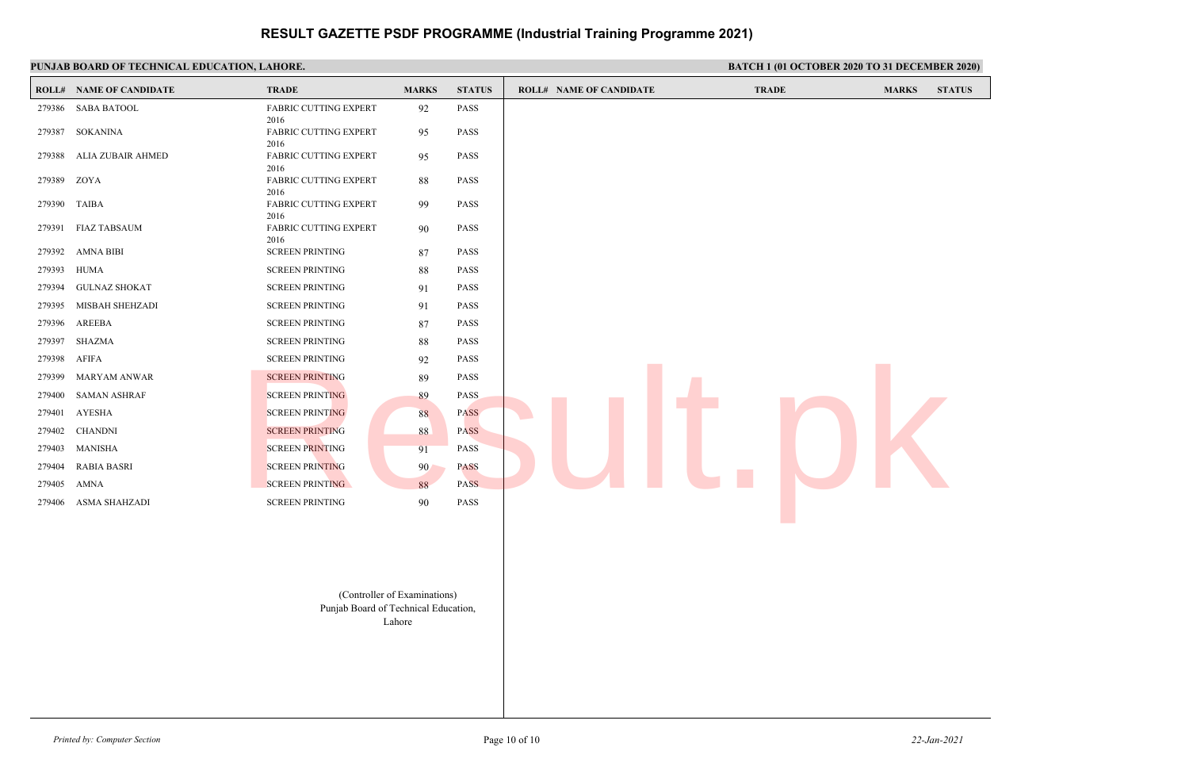# RESULT GAZETTE PSDF PROGRAMME (Industrial Training Programme 2021)

**PUNJAB BOARD OF TECHNICAL EDUCATION, LAHORE.** **BATCH 1 (01 OCTOBER 2020 TO 31 DECEMBER 2020)**

| ROLL# | NAME OF CANDIDATE | TRADE | MARKS | STATUS |
|---|---|---|---|---|
| 279386 | SABA BATOOL | FABRIC CUTTING EXPERT 2016 | 92 | PASS |
| 279387 | SOKANINA | FABRIC CUTTING EXPERT 2016 | 95 | PASS |
| 279388 | ALIA ZUBAIR AHMED | FABRIC CUTTING EXPERT 2016 | 95 | PASS |
| 279389 | ZOYA | FABRIC CUTTING EXPERT 2016 | 88 | PASS |
| 279390 | TAIBA | FABRIC CUTTING EXPERT 2016 | 99 | PASS |
| 279391 | FIAZ TABSAUM | FABRIC CUTTING EXPERT 2016 | 90 | PASS |
| 279392 | AMNA BIBI | SCREEN PRINTING | 87 | PASS |
| 279393 | HUMA | SCREEN PRINTING | 88 | PASS |
| 279394 | GULNAZ SHOKAT | SCREEN PRINTING | 91 | PASS |
| 279395 | MISBAH SHEHZADI | SCREEN PRINTING | 91 | PASS |
| 279396 | AREEBA | SCREEN PRINTING | 87 | PASS |
| 279397 | SHAZMA | SCREEN PRINTING | 88 | PASS |
| 279398 | AFIFA | SCREEN PRINTING | 92 | PASS |
| 279399 | MARYAM ANWAR | SCREEN PRINTING | 89 | PASS |
| 279400 | SAMAN ASHRAF | SCREEN PRINTING | 89 | PASS |
| 279401 | AYESHA | SCREEN PRINTING | 88 | PASS |
| 279402 | CHANDNI | SCREEN PRINTING | 88 | PASS |
| 279403 | MANISHA | SCREEN PRINTING | 91 | PASS |
| 279404 | RABIA BASRI | SCREEN PRINTING | 90 | PASS |
| 279405 | AMNA | SCREEN PRINTING | 88 | PASS |
| 279406 | ASMA SHAHZADI | SCREEN PRINTING | 90 | PASS |

(Controller of Examinations)
Punjab Board of Technical Education,
Lahore

*Printed by: Computer Section* *22-Jan-2021*